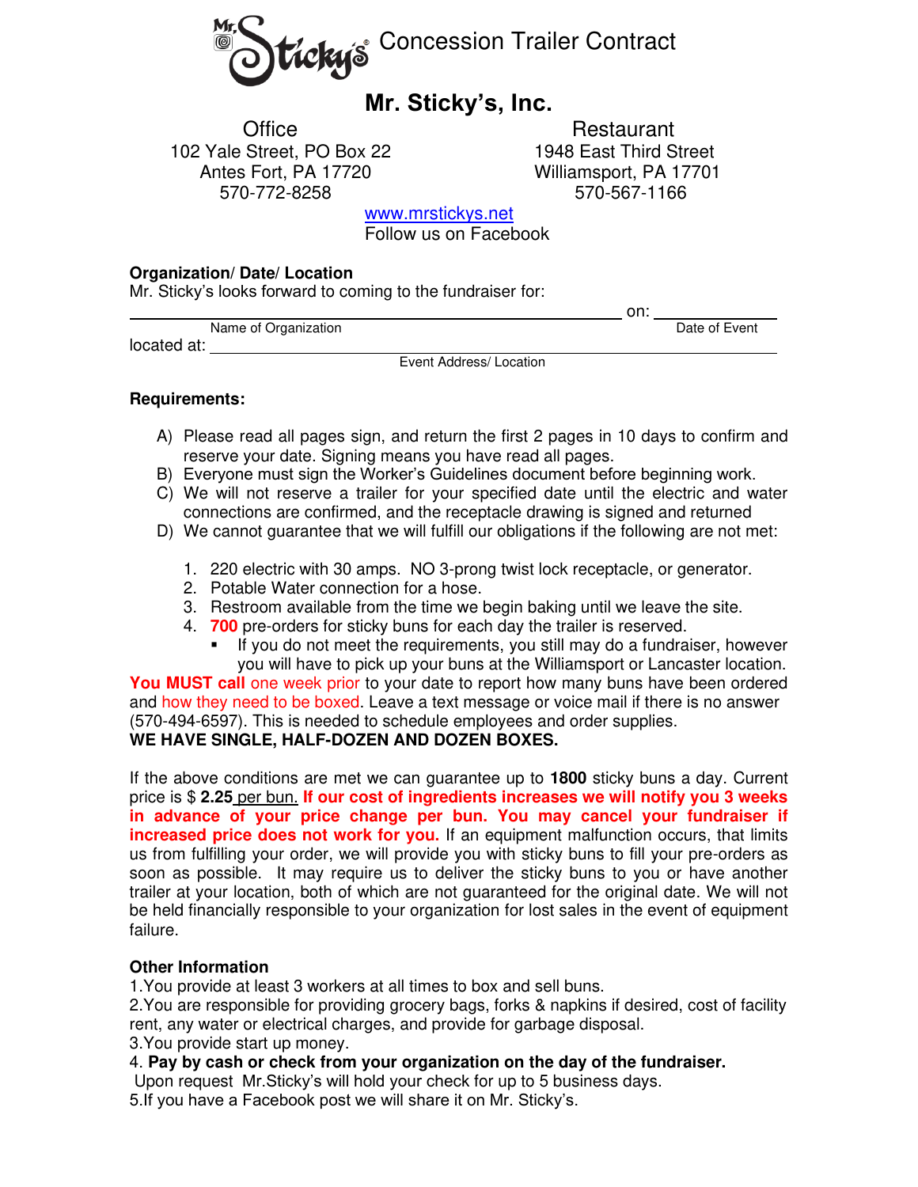# Mr. Sticky's Concession Trailer Contract

## Mr. Sticky's, Inc.

**Office**
102 Yale Street, PO Box 22
Antes Fort, PA 17720
570-772-8258

**Restaurant**
1948 East Third Street
Williamsport, PA 17701
570-567-1166

www.mrstickys.net
Follow us on Facebook

**Organization/ Date/ Location**

Mr. Sticky's looks forward to coming to the fundraiser for:

______________________________________________ on: ______________
Name of Organization                                                         Date of Event

located at: ______________________________________________
Event Address/ Location

**Requirements:**

A) Please read all pages sign, and return the first 2 pages in 10 days to confirm and reserve your date. Signing means you have read all pages.
B) Everyone must sign the Worker's Guidelines document before beginning work.
C) We will not reserve a trailer for your specified date until the electric and water connections are confirmed, and the receptacle drawing is signed and returned
D) We cannot guarantee that we will fulfill our obligations if the following are not met:

1. 220 electric with 30 amps. NO 3-prong twist lock receptacle, or generator.
2. Potable Water connection for a hose.
3. Restroom available from the time we begin baking until we leave the site.
4. **700** pre-orders for sticky buns for each day the trailer is reserved.
   - If you do not meet the requirements, you still may do a fundraiser, however you will have to pick up your buns at the Williamsport or Lancaster location.

**You MUST call** one week prior to your date to report how many buns have been ordered and how they need to be boxed. Leave a text message or voice mail if there is no answer (570-494-6597). This is needed to schedule employees and order supplies.
**WE HAVE SINGLE, HALF-DOZEN AND DOZEN BOXES.**

If the above conditions are met we can guarantee up to **1800** sticky buns a day. Current price is $ **2.25** per bun. **If our cost of ingredients increases we will notify you 3 weeks in advance of your price change per bun. You may cancel your fundraiser if increased price does not work for you.** If an equipment malfunction occurs, that limits us from fulfilling your order, we will provide you with sticky buns to fill your pre-orders as soon as possible. It may require us to deliver the sticky buns to you or have another trailer at your location, both of which are not guaranteed for the original date. We will not be held financially responsible to your organization for lost sales in the event of equipment failure.

**Other Information**

1. You provide at least 3 workers at all times to box and sell buns.
2. You are responsible for providing grocery bags, forks & napkins if desired, cost of facility rent, any water or electrical charges, and provide for garbage disposal.
3. You provide start up money.
4. **Pay by cash or check from your organization on the day of the fundraiser.** Upon request Mr.Sticky's will hold your check for up to 5 business days.
5. If you have a Facebook post we will share it on Mr. Sticky's.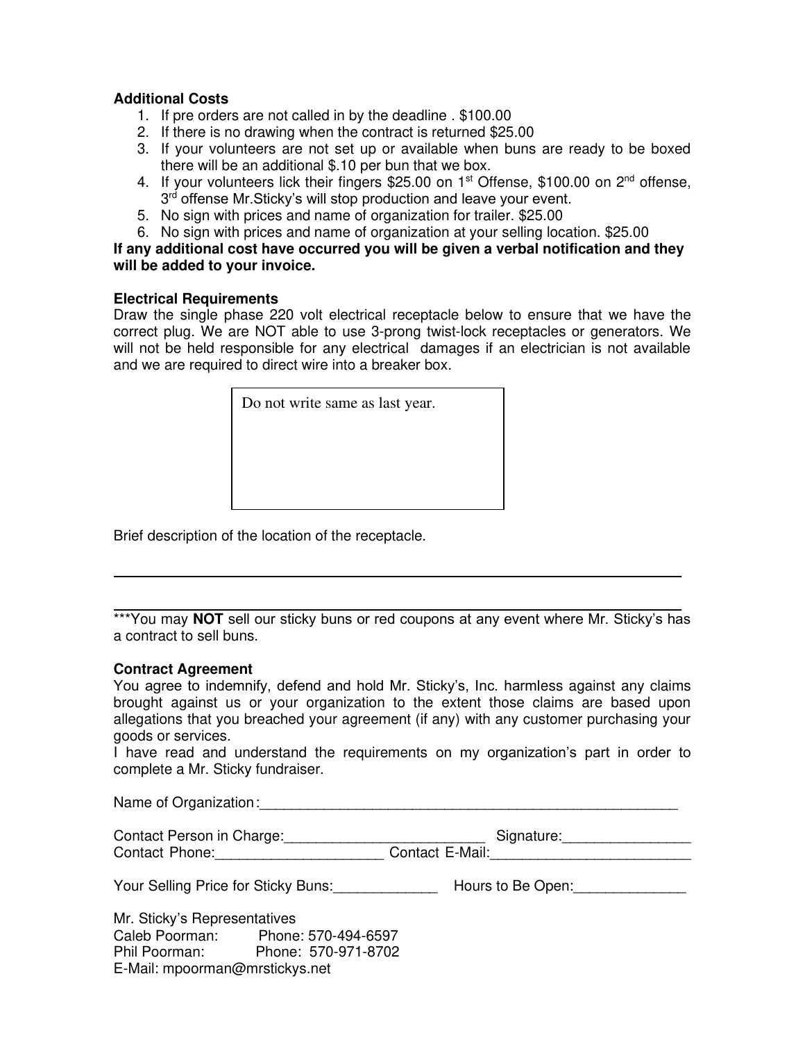**Additional Costs**

1. If pre orders are not called in by the deadline . $100.00
2. If there is no drawing when the contract is returned $25.00
3. If your volunteers are not set up or available when buns are ready to be boxed there will be an additional $.10 per bun that we box.
4. If your volunteers lick their fingers $25.00 on 1st Offense, $100.00 on 2nd offense, 3rd offense Mr.Sticky's will stop production and leave your event.
5. No sign with prices and name of organization for trailer. $25.00
6. No sign with prices and name of organization at your selling location. $25.00

**If any additional cost have occurred you will be given a verbal notification and they will be added to your invoice.**

**Electrical Requirements**

Draw the single phase 220 volt electrical receptacle below to ensure that we have the correct plug. We are NOT able to use 3-prong twist-lock receptacles or generators. We will not be held responsible for any electrical damages if an electrician is not available and we are required to direct wire into a breaker box.

| Do not write same as last year. |
|---|
| |

Brief description of the location of the receptacle.

\_\_\_\_\_\_\_\_\_\_\_\_\_\_\_\_\_\_\_\_\_\_\_\_\_\_\_\_\_\_\_\_\_\_\_\_\_\_\_\_\_\_\_\_\_\_\_\_\_\_\_\_\_\_\_\_\_\_\_\_\_\_\_\_\_\_\_\_\_\_\_\_

\_\_\_\_\_\_\_\_\_\_\_\_\_\_\_\_\_\_\_\_\_\_\_\_\_\_\_\_\_\_\_\_\_\_\_\_\_\_\_\_\_\_\_\_\_\_\_\_\_\_\_\_\_\_\_\_\_\_\_\_\_\_\_\_\_\_\_\_\_\_\_\_

***You may **NOT** sell our sticky buns or red coupons at any event where Mr. Sticky's has a contract to sell buns.

**Contract Agreement**

You agree to indemnify, defend and hold Mr. Sticky's, Inc. harmless against any claims brought against us or your organization to the extent those claims are based upon allegations that you breached your agreement (if any) with any customer purchasing your goods or services.

I have read and understand the requirements on my organization's part in order to complete a Mr. Sticky fundraiser.

Name of Organization:\_\_\_\_\_\_\_\_\_\_\_\_\_\_\_\_\_\_\_\_\_\_\_\_\_\_\_\_\_\_\_\_\_\_\_\_\_\_\_\_\_\_\_\_\_\_\_\_\_\_\_\_\_\_

Contact Person in Charge:\_\_\_\_\_\_\_\_\_\_\_\_\_\_\_\_\_\_\_\_\_\_\_\_\_\_ Signature:\_\_\_\_\_\_\_\_\_\_\_\_\_\_\_\_

Contact Phone:\_\_\_\_\_\_\_\_\_\_\_\_\_\_\_\_\_\_\_\_\_ Contact E-Mail:\_\_\_\_\_\_\_\_\_\_\_\_\_\_\_\_\_\_\_\_\_\_\_\_\_\_

Your Selling Price for Sticky Buns:\_\_\_\_\_\_\_\_\_\_\_\_\_ Hours to Be Open:\_\_\_\_\_\_\_\_\_\_\_\_\_\_

Mr. Sticky's Representatives

Caleb Poorman: Phone: 570-494-6597

Phil Poorman: Phone: 570-971-8702

E-Mail: mpoorman@mrstickys.net